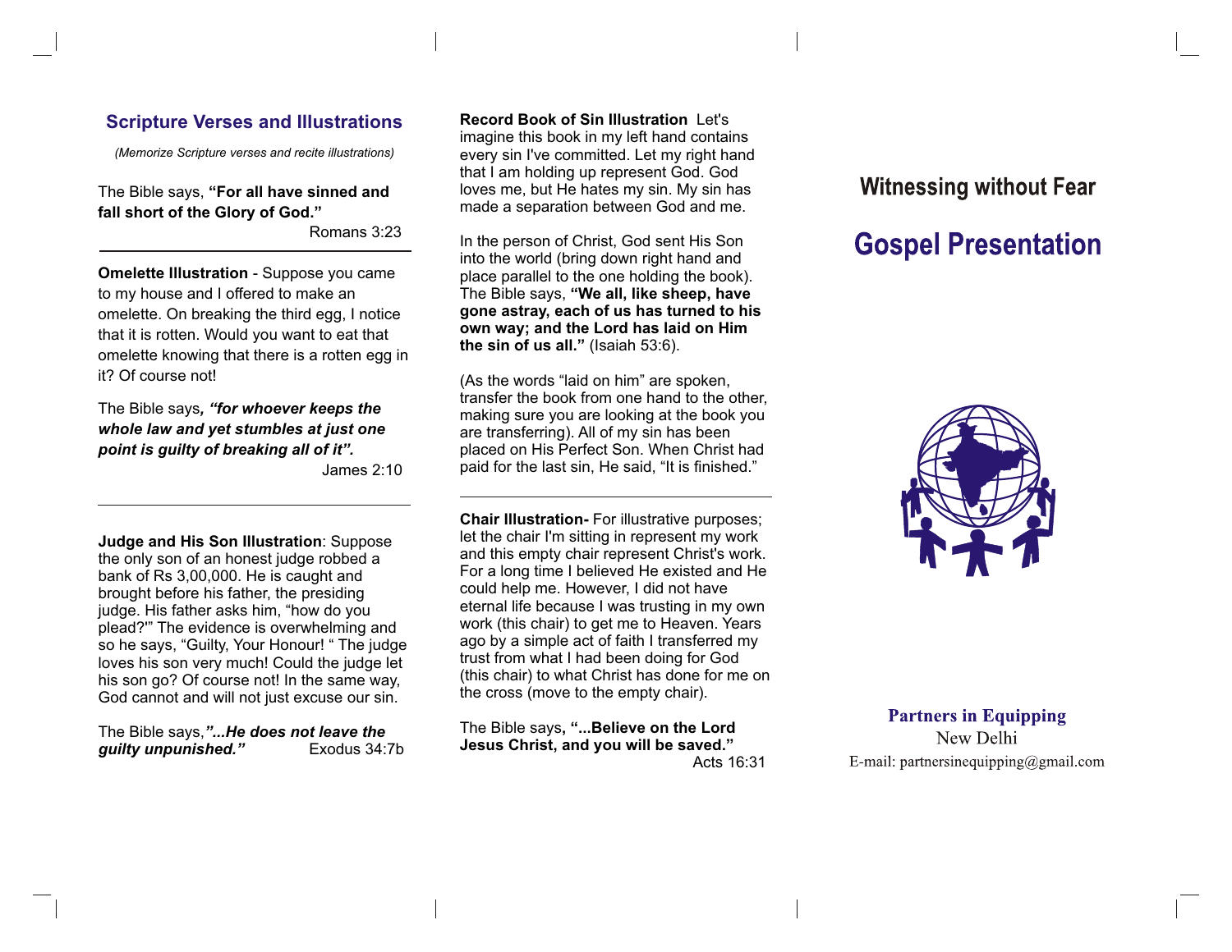## Scripture Verses and Illustrations

*(Memorize Scripture verses and recite illustrations)*

The Bible says, **"For all have sinned and fall short of the Glory of God."**
Romans 3:23

---

**Omelette Illustration** - Suppose you came to my house and I offered to make an omelette. On breaking the third egg, I notice that it is rotten. Would you want to eat that omelette knowing that there is a rotten egg in it? Of course not!

The Bible says***, "for whoever keeps the whole law and yet stumbles at just one point is guilty of breaking all of it".***
James 2:10

---

**Judge and His Son Illustration**: Suppose the only son of an honest judge robbed a bank of Rs 3,00,000. He is caught and brought before his father, the presiding judge. His father asks him, "how do you plead?'" The evidence is overwhelming and so he says, "Guilty, Your Honour! " The judge loves his son very much! Could the judge let his son go? Of course not! In the same way, God cannot and will not just excuse our sin.

The Bible says,***"...He does not leave the guilty unpunished."*** Exodus 34:7b

**Record Book of Sin Illustration** Let's imagine this book in my left hand contains every sin I've committed. Let my right hand that I am holding up represent God. God loves me, but He hates my sin. My sin has made a separation between God and me.

In the person of Christ, God sent His Son into the world (bring down right hand and place parallel to the one holding the book). The Bible says, **"We all, like sheep, have gone astray, each of us has turned to his own way; and the Lord has laid on Him the sin of us all."** (Isaiah 53:6).

(As the words "laid on him" are spoken, transfer the book from one hand to the other, making sure you are looking at the book you are transferring). All of my sin has been placed on His Perfect Son. When Christ had paid for the last sin, He said, "It is finished."

---

**Chair Illustration-** For illustrative purposes; let the chair I'm sitting in represent my work and this empty chair represent Christ's work. For a long time I believed He existed and He could help me. However, I did not have eternal life because I was trusting in my own work (this chair) to get me to Heaven. Years ago by a simple act of faith I transferred my trust from what I had been doing for God (this chair) to what Christ has done for me on the cross (move to the empty chair).

The Bible says**, "...Believe on the Lord Jesus Christ, and you will be saved."**
Acts 16:31

# Witnessing without Fear

# Gospel Presentation

**Partners in Equipping**
New Delhi
E-mail: partnersinequipping@gmail.com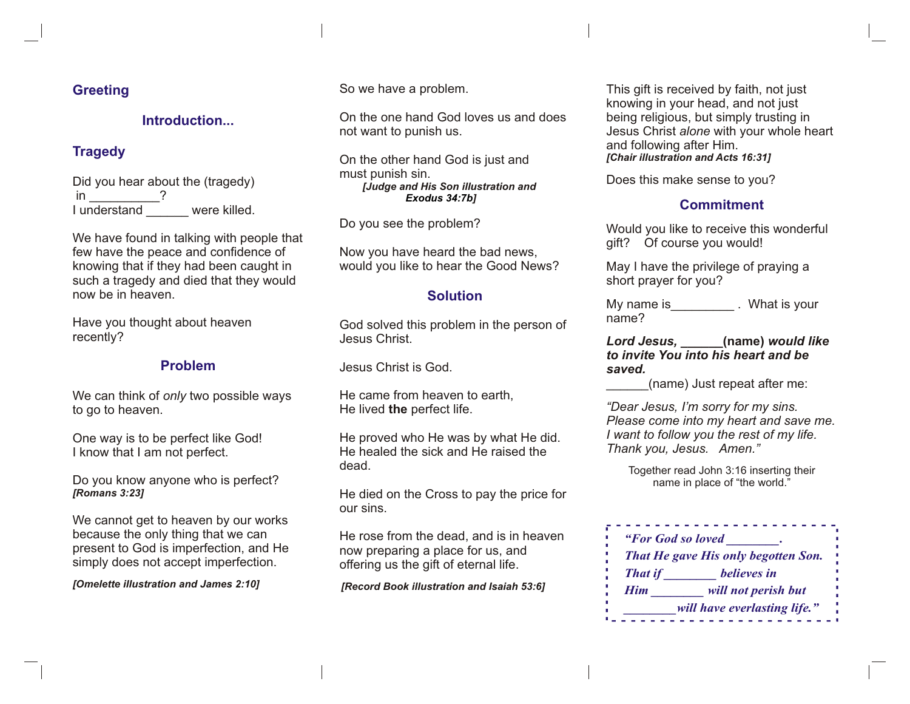## Greeting

### Introduction...

## Tragedy

Did you hear about the (tragedy) in __________?
I understand ______ were killed.

We have found in talking with people that few have the peace and confidence of knowing that if they had been caught in such a tragedy and died that they would now be in heaven.

Have you thought about heaven recently?

### Problem

We can think of *only* two possible ways to go to heaven.

One way is to be perfect like God!
I know that I am not perfect.

Do you know anyone who is perfect?
***[Romans 3:23]***

We cannot get to heaven by our works because the only thing that we can present to God is imperfection, and He simply does not accept imperfection.

***[Omelette illustration and James 2:10]***

So we have a problem.

On the one hand God loves us and does not want to punish us.

On the other hand God is just and must punish sin.
***[Judge and His Son illustration and Exodus 34:7b]***

Do you see the problem?

Now you have heard the bad news, would you like to hear the Good News?

### Solution

God solved this problem in the person of Jesus Christ.

Jesus Christ is God.

He came from heaven to earth,
He lived **the** perfect life.

He proved who He was by what He did. He healed the sick and He raised the dead.

He died on the Cross to pay the price for our sins.

He rose from the dead, and is in heaven now preparing a place for us, and offering us the gift of eternal life.

***[Record Book illustration and Isaiah 53:6]***

This gift is received by faith, not just knowing in your head, and not just being religious, but simply trusting in Jesus Christ *alone* with your whole heart and following after Him.
***[Chair illustration and Acts 16:31]***

Does this make sense to you?

### Commitment

Would you like to receive this wonderful gift? Of course you would!

May I have the privilege of praying a short prayer for you?

My name is_________ . What is your name?

***Lord Jesus, ______(name) would like to invite You into his heart and be saved.***
______(name) Just repeat after me:

*"Dear Jesus, I'm sorry for my sins.*
*Please come into my heart and save me.*
*I want to follow you the rest of my life.*
*Thank you, Jesus. Amen."*

Together read John 3:16 inserting their name in place of "the world."

***"For God so loved ________.***
***That He gave His only begotten Son.***
***That if ________ believes in***
***Him ________ will not perish but***
***________will have everlasting life."***